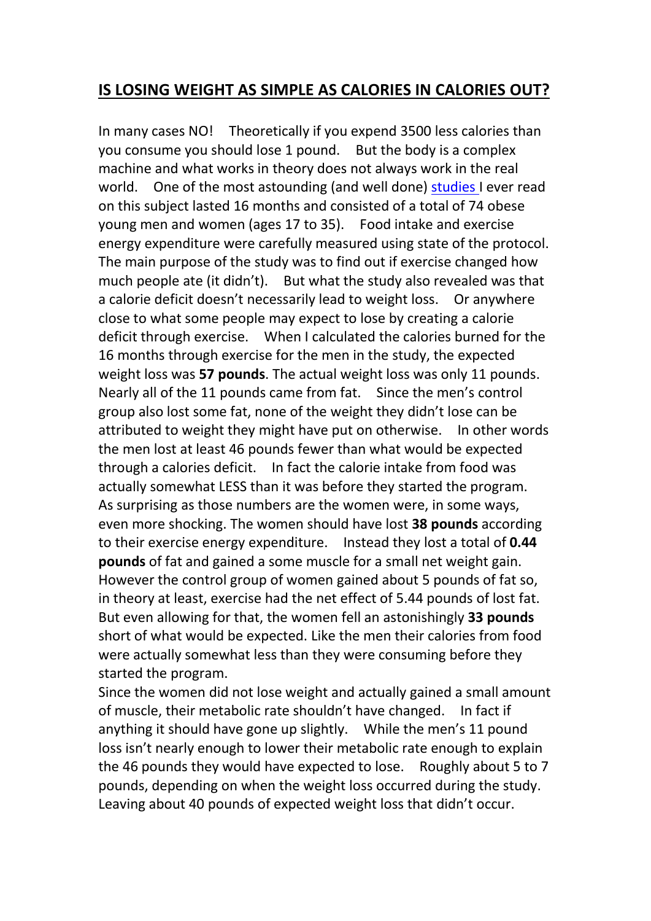# **IS LOSING WEIGHT AS SIMPLE AS CALORIES IN CALORIES OUT?**

In many cases NO! Theoretically if you expend 3500 less calories than you consume you should lose 1 pound. But the body is a complex machine and what works in theory does not always work in the real world. One of the most astounding (and well done) studies I ever read on this subject lasted 16 months and consisted of a total of 74 obese young men and women (ages 17 to 35). Food intake and exercise energy expenditure were carefully measured using state of the protocol. The main purpose of the study was to find out if exercise changed how much people ate (it didn't). But what the study also revealed was that a calorie deficit doesn't necessarily lead to weight loss. Or anywhere close to what some people may expect to lose by creating a calorie deficit through exercise. When I calculated the calories burned for the 16 months through exercise for the men in the study, the expected weight loss was **57 pounds**. The actual weight loss was only 11 pounds. Nearly all of the 11 pounds came from fat. Since the men's control group also lost some fat, none of the weight they didn't lose can be attributed to weight they might have put on otherwise. In other words the men lost at least 46 pounds fewer than what would be expected through a calories deficit. In fact the calorie intake from food was actually somewhat LESS than it was before they started the program. As surprising as those numbers are the women were, in some ways, even more shocking. The women should have lost **38 pounds** according to their exercise energy expenditure. Instead they lost a total of **0.44 pounds** of fat and gained a some muscle for a small net weight gain. However the control group of women gained about 5 pounds of fat so, in theory at least, exercise had the net effect of 5.44 pounds of lost fat. But even allowing for that, the women fell an astonishingly **33 pounds** short of what would be expected. Like the men their calories from food were actually somewhat less than they were consuming before they started the program.

Since the women did not lose weight and actually gained a small amount of muscle, their metabolic rate shouldn't have changed. In fact if anything it should have gone up slightly. While the men's 11 pound loss isn't nearly enough to lower their metabolic rate enough to explain the 46 pounds they would have expected to lose. Roughly about 5 to 7 pounds, depending on when the weight loss occurred during the study. Leaving about 40 pounds of expected weight loss that didn't occur.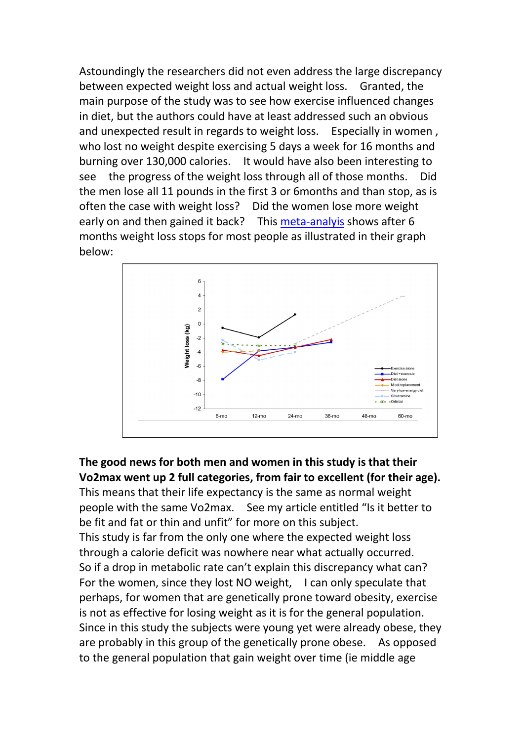Astoundingly the researchers did not even address the large discrepancy between expected weight loss and actual weight loss. Granted, the main purpose of the study was to see how exercise influenced changes in diet, but the authors could have at least addressed such an obvious and unexpected result in regards to weight loss. Especially in women , who lost no weight despite exercising 5 days a week for 16 months and burning over 130,000 calories. It would have also been interesting to see the progress of the weight loss through all of those months. Did the men lose all 11 pounds in the first 3 or 6months and than stop, as is often the case with weight loss? Did the women lose more weight early on and then gained it back? This [meta-analyis]() shows after 6 months weight loss stops for most people as illustrated in their graph below:

**The good news for both men and women in this study is that their Vo2max went up 2 full categories, from fair to excellent (for their age).** This means that their life expectancy is the same as normal weight people with the same Vo2max. See my article entitled "Is it better to be fit and fat or thin and unfit" for more on this subject.

This study is far from the only one where the expected weight loss through a calorie deficit was nowhere near what actually occurred.

So if a drop in metabolic rate can't explain this discrepancy what can?

For the women, since they lost NO weight, I can only speculate that perhaps, for women that are genetically prone toward obesity, exercise is not as effective for losing weight as it is for the general population. Since in this study the subjects were young yet were already obese, they are probably in this group of the genetically prone obese. As opposed to the general population that gain weight over time (ie middle age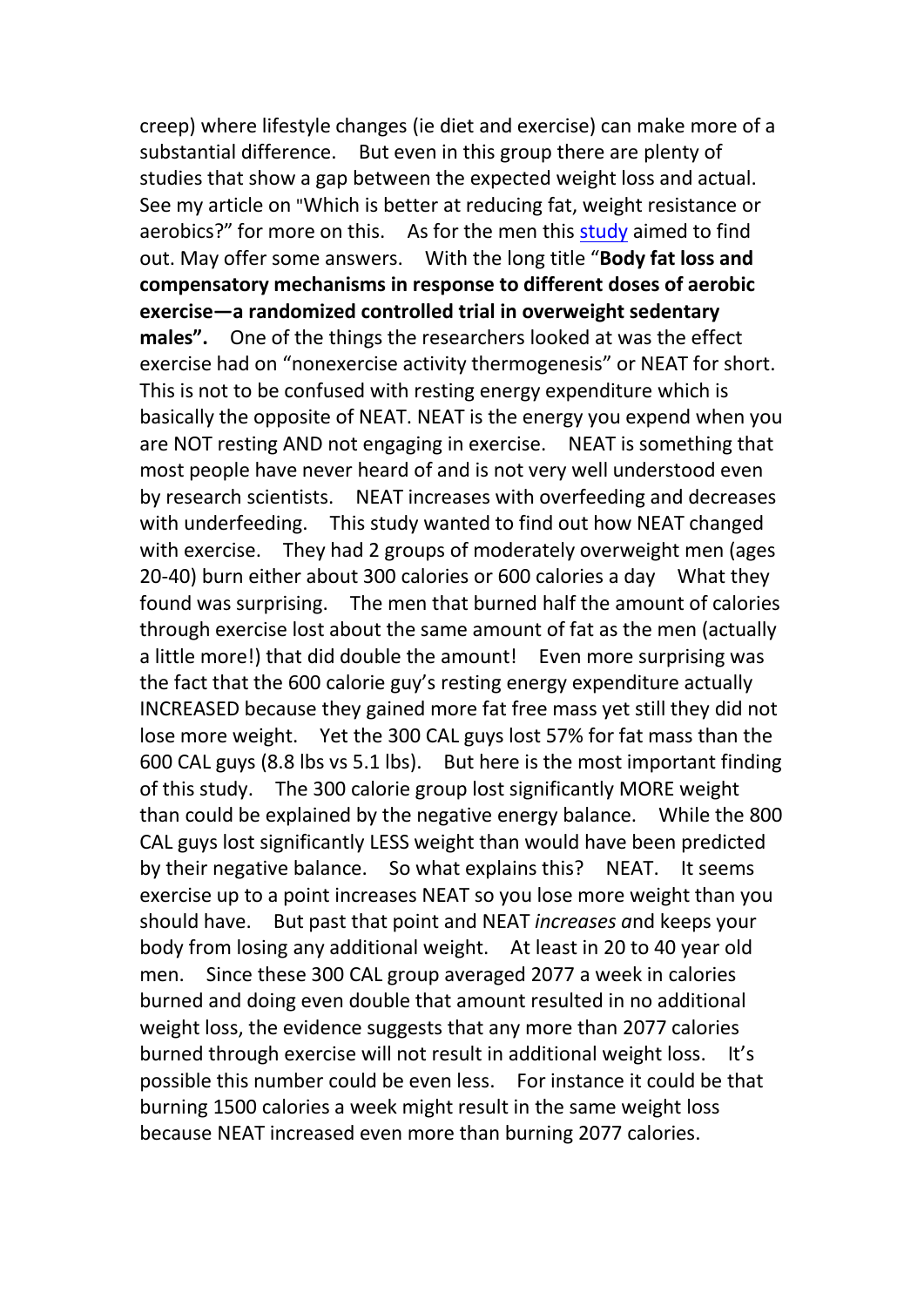creep) where lifestyle changes (ie diet and exercise) can make more of a substantial difference.  But even in this group there are plenty of studies that show a gap between the expected weight loss and actual.  See my article on "Which is better at reducing fat, weight resistance or aerobics?" for more on this.  As for the men this study aimed to find out. May offer some answers.  With the long title "**Body fat loss and compensatory mechanisms in response to different doses of aerobic exercise—a randomized controlled trial in overweight sedentary males".**  One of the things the researchers looked at was the effect exercise had on "nonexercise activity thermogenesis" or NEAT for short.  This is not to be confused with resting energy expenditure which is basically the opposite of NEAT. NEAT is the energy you expend when you are NOT resting AND not engaging in exercise.  NEAT is something that most people have never heard of and is not very well understood even by research scientists.  NEAT increases with overfeeding and decreases with underfeeding.  This study wanted to find out how NEAT changed with exercise.  They had 2 groups of moderately overweight men (ages 20-40) burn either about 300 calories or 600 calories a day  What they found was surprising.  The men that burned half the amount of calories through exercise lost about the same amount of fat as the men (actually a little more!) that did double the amount!  Even more surprising was the fact that the 600 calorie guy's resting energy expenditure actually INCREASED because they gained more fat free mass yet still they did not lose more weight.  Yet the 300 CAL guys lost 57% for fat mass than the 600 CAL guys (8.8 lbs vs 5.1 lbs).  But here is the most important finding of this study.  The 300 calorie group lost significantly MORE weight than could be explained by the negative energy balance.  While the 800 CAL guys lost significantly LESS weight than would have been predicted by their negative balance.  So what explains this?  NEAT.  It seems exercise up to a point increases NEAT so you lose more weight than you should have.  But past that point and NEAT *increases a*nd keeps your body from losing any additional weight.  At least in 20 to 40 year old men.  Since these 300 CAL group averaged 2077 a week in calories burned and doing even double that amount resulted in no additional weight loss, the evidence suggests that any more than 2077 calories burned through exercise will not result in additional weight loss.  It's possible this number could be even less.  For instance it could be that burning 1500 calories a week might result in the same weight loss because NEAT increased even more than burning 2077 calories.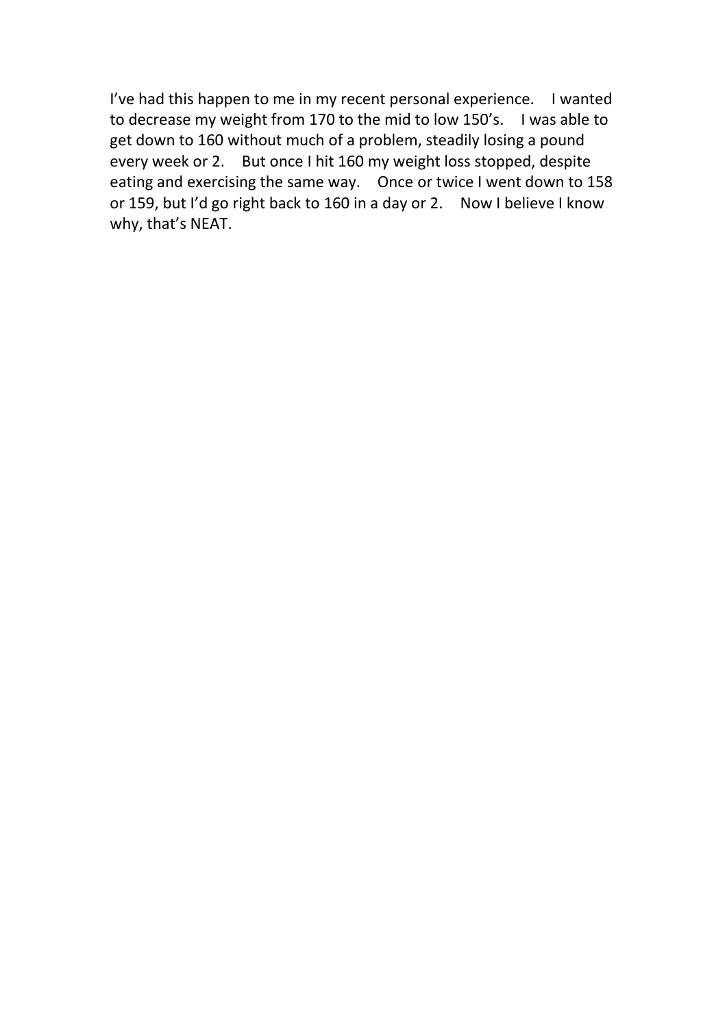I've had this happen to me in my recent personal experience. I wanted to decrease my weight from 170 to the mid to low 150's. I was able to get down to 160 without much of a problem, steadily losing a pound every week or 2. But once I hit 160 my weight loss stopped, despite eating and exercising the same way. Once or twice I went down to 158 or 159, but I'd go right back to 160 in a day or 2. Now I believe I know why, that's NEAT.